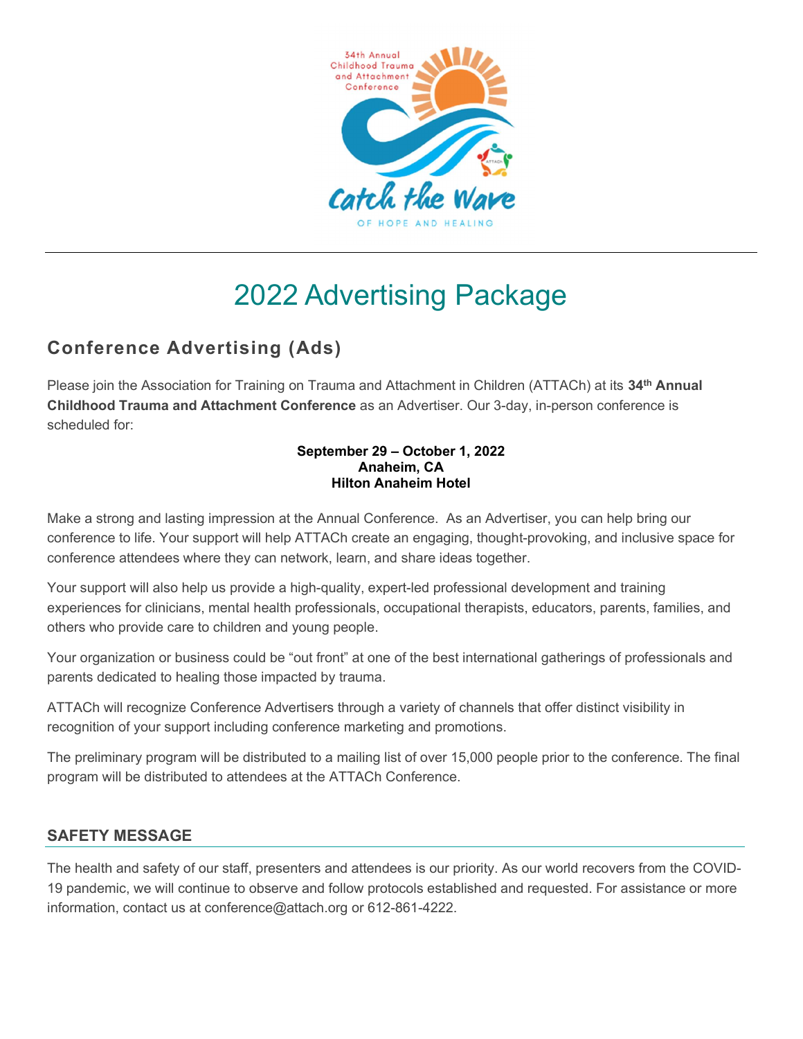# 2022 Advertising Package

## Conference Advertising (Ads)

Please join the Association for Training on Trauma and Attachment in Children (ATTACh) at its **34th Annual Childhood Trauma and Attachment Conference** as an Advertiser. Our 3-day, in-person conference is scheduled for:

**September 29 – October 1, 2022**
**Anaheim, CA**
**Hilton Anaheim Hotel**

Make a strong and lasting impression at the Annual Conference. As an Advertiser, you can help bring our conference to life. Your support will help ATTACh create an engaging, thought-provoking, and inclusive space for conference attendees where they can network, learn, and share ideas together.

Your support will also help us provide a high-quality, expert-led professional development and training experiences for clinicians, mental health professionals, occupational therapists, educators, parents, families, and others who provide care to children and young people.

Your organization or business could be "out front" at one of the best international gatherings of professionals and parents dedicated to healing those impacted by trauma.

ATTACh will recognize Conference Advertisers through a variety of channels that offer distinct visibility in recognition of your support including conference marketing and promotions.

The preliminary program will be distributed to a mailing list of over 15,000 people prior to the conference. The final program will be distributed to attendees at the ATTACh Conference.

### SAFETY MESSAGE

The health and safety of our staff, presenters and attendees is our priority. As our world recovers from the COVID-19 pandemic, we will continue to observe and follow protocols established and requested. For assistance or more information, contact us at conference@attach.org or 612-861-4222.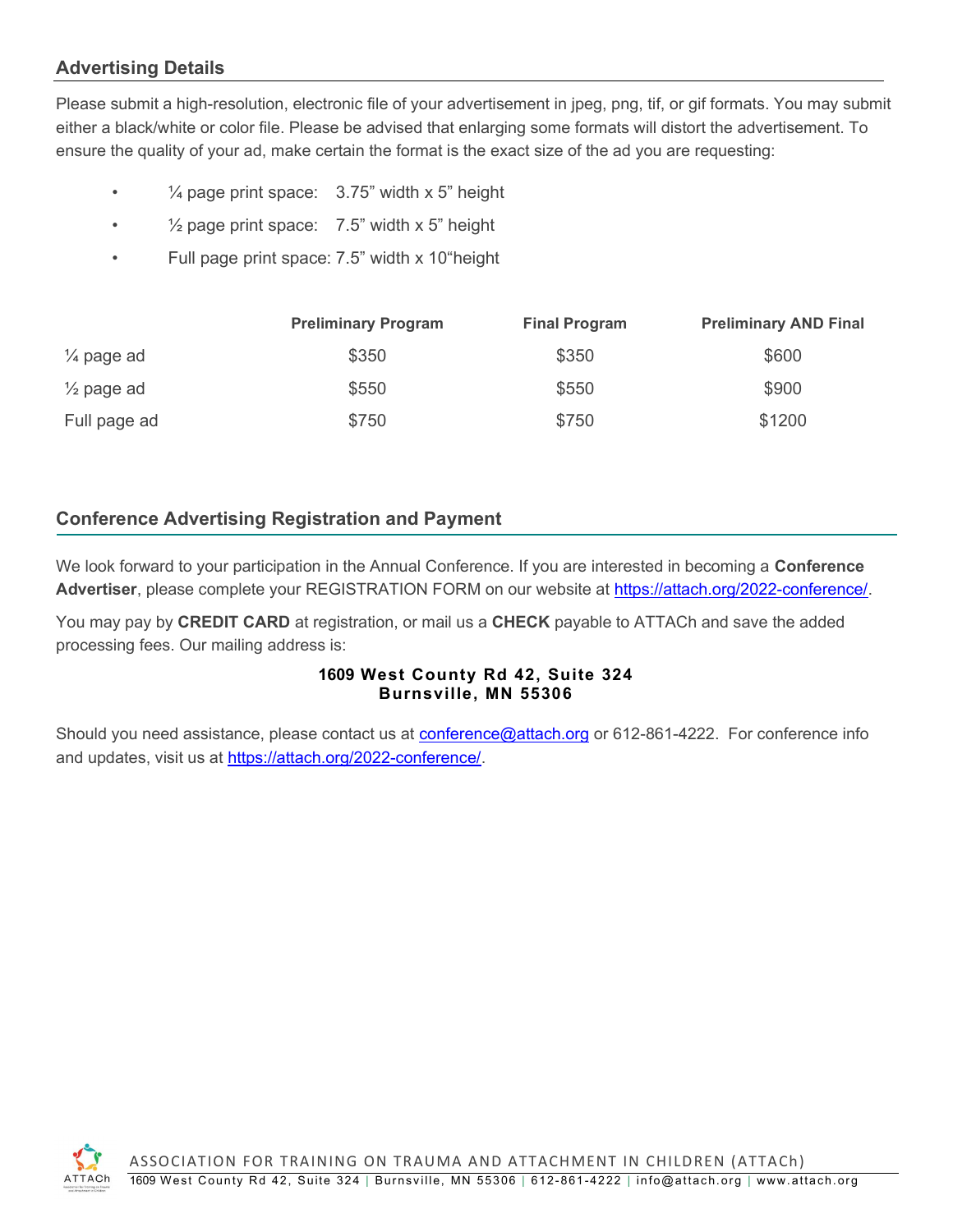## Advertising Details

Please submit a high-resolution, electronic file of your advertisement in jpeg, png, tif, or gif formats. You may submit either a black/white or color file. Please be advised that enlarging some formats will distort the advertisement. To ensure the quality of your ad, make certain the format is the exact size of the ad you are requesting:

- ¼ page print space: 3.75" width x 5" height
- ½ page print space: 7.5" width x 5" height
- Full page print space: 7.5" width x 10"height

| | Preliminary Program | Final Program | Preliminary AND Final |
|---|---|---|---|
| ¼ page ad | $350 | $350 | $600 |
| ½ page ad | $550 | $550 | $900 |
| Full page ad | $750 | $750 | $1200 |

## Conference Advertising Registration and Payment

We look forward to your participation in the Annual Conference. If you are interested in becoming a **Conference Advertiser**, please complete your REGISTRATION FORM on our website at https://attach.org/2022-conference/.

You may pay by **CREDIT CARD** at registration, or mail us a **CHECK** payable to ATTACh and save the added processing fees. Our mailing address is:

**1609 West County Rd 42, Suite 324**
**Burnsville, MN 55306**

Should you need assistance, please contact us at conference@attach.org or 612-861-4222. For conference info and updates, visit us at https://attach.org/2022-conference/.